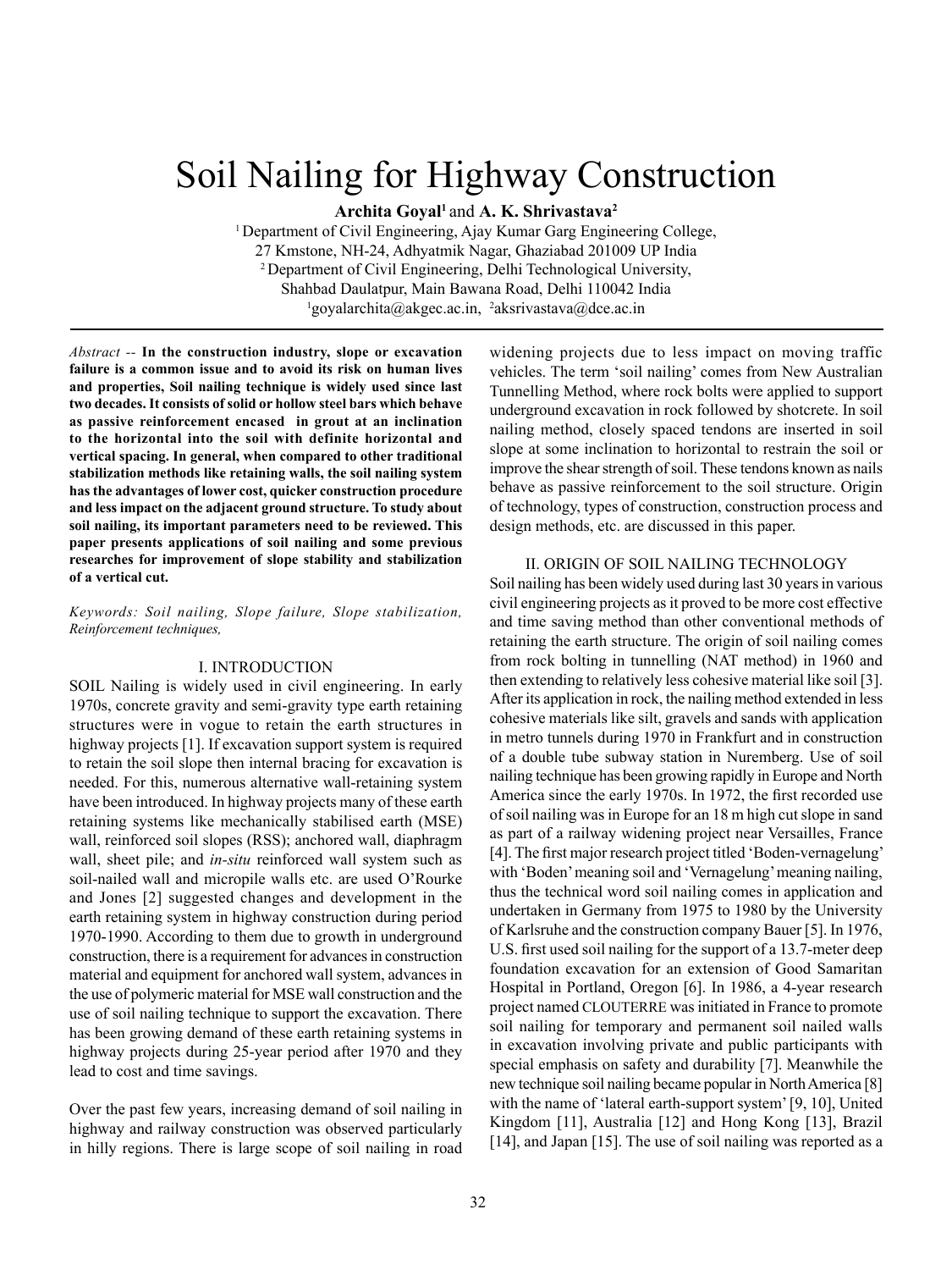# Soil Nailing for Highway Construction

**Archita Goyal[1]** and **A. K. Shrivastava[2]**

[1] Department of Civil Engineering, Ajay Kumar Garg Engineering College,
27 Kmstone, NH-24, Adhyatmik Nagar, Ghaziabad 201009 UP India
[2] Department of Civil Engineering, Delhi Technological University,
Shahbad Daulatpur, Main Bawana Road, Delhi 110042 India
[1]goyalarchita@akgec.ac.in, [2]aksrivastava@dce.ac.in

*Abstract* -- **In the construction industry, slope or excavation failure is a common issue and to avoid its risk on human lives and properties, Soil nailing technique is widely used since last two decades. It consists of solid or hollow steel bars which behave as passive reinforcement encased in grout at an inclination to the horizontal into the soil with definite horizontal and vertical spacing. In general, when compared to other traditional stabilization methods like retaining walls, the soil nailing system has the advantages of lower cost, quicker construction procedure and less impact on the adjacent ground structure. To study about soil nailing, its important parameters need to be reviewed. This paper presents applications of soil nailing and some previous researches for improvement of slope stability and stabilization of a vertical cut.**

*Keywords: Soil nailing, Slope failure, Slope stabilization, Reinforcement techniques,*

## I. INTRODUCTION

SOIL Nailing is widely used in civil engineering. In early 1970s, concrete gravity and semi-gravity type earth retaining structures were in vogue to retain the earth structures in highway projects [1]. If excavation support system is required to retain the soil slope then internal bracing for excavation is needed. For this, numerous alternative wall-retaining system have been introduced. In highway projects many of these earth retaining systems like mechanically stabilised earth (MSE) wall, reinforced soil slopes (RSS); anchored wall, diaphragm wall, sheet pile; and *in-situ* reinforced wall system such as soil-nailed wall and micropile walls etc. are used O'Rourke and Jones [2] suggested changes and development in the earth retaining system in highway construction during period 1970-1990. According to them due to growth in underground construction, there is a requirement for advances in construction material and equipment for anchored wall system, advances in the use of polymeric material for MSE wall construction and the use of soil nailing technique to support the excavation. There has been growing demand of these earth retaining systems in highway projects during 25-year period after 1970 and they lead to cost and time savings.

Over the past few years, increasing demand of soil nailing in highway and railway construction was observed particularly in hilly regions. There is large scope of soil nailing in road widening projects due to less impact on moving traffic vehicles. The term 'soil nailing' comes from New Australian Tunnelling Method, where rock bolts were applied to support underground excavation in rock followed by shotcrete. In soil nailing method, closely spaced tendons are inserted in soil slope at some inclination to horizontal to restrain the soil or improve the shear strength of soil. These tendons known as nails behave as passive reinforcement to the soil structure. Origin of technology, types of construction, construction process and design methods, etc. are discussed in this paper.

## II. ORIGIN OF SOIL NAILING TECHNOLOGY

Soil nailing has been widely used during last 30 years in various civil engineering projects as it proved to be more cost effective and time saving method than other conventional methods of retaining the earth structure. The origin of soil nailing comes from rock bolting in tunnelling (NAT method) in 1960 and then extending to relatively less cohesive material like soil [3]. After its application in rock, the nailing method extended in less cohesive materials like silt, gravels and sands with application in metro tunnels during 1970 in Frankfurt and in construction of a double tube subway station in Nuremberg. Use of soil nailing technique has been growing rapidly in Europe and North America since the early 1970s. In 1972, the first recorded use of soil nailing was in Europe for an 18 m high cut slope in sand as part of a railway widening project near Versailles, France [4]. The first major research project titled 'Boden-vernagelung' with 'Boden' meaning soil and 'Vernagelung' meaning nailing, thus the technical word soil nailing comes in application and undertaken in Germany from 1975 to 1980 by the University of Karlsruhe and the construction company Bauer [5]. In 1976, U.S. first used soil nailing for the support of a 13.7-meter deep foundation excavation for an extension of Good Samaritan Hospital in Portland, Oregon [6]. In 1986, a 4-year research project named CLOUTERRE was initiated in France to promote soil nailing for temporary and permanent soil nailed walls in excavation involving private and public participants with special emphasis on safety and durability [7]. Meanwhile the new technique soil nailing became popular in North America [8] with the name of 'lateral earth-support system' [9, 10], United Kingdom [11], Australia [12] and Hong Kong [13], Brazil [14], and Japan [15]. The use of soil nailing was reported as a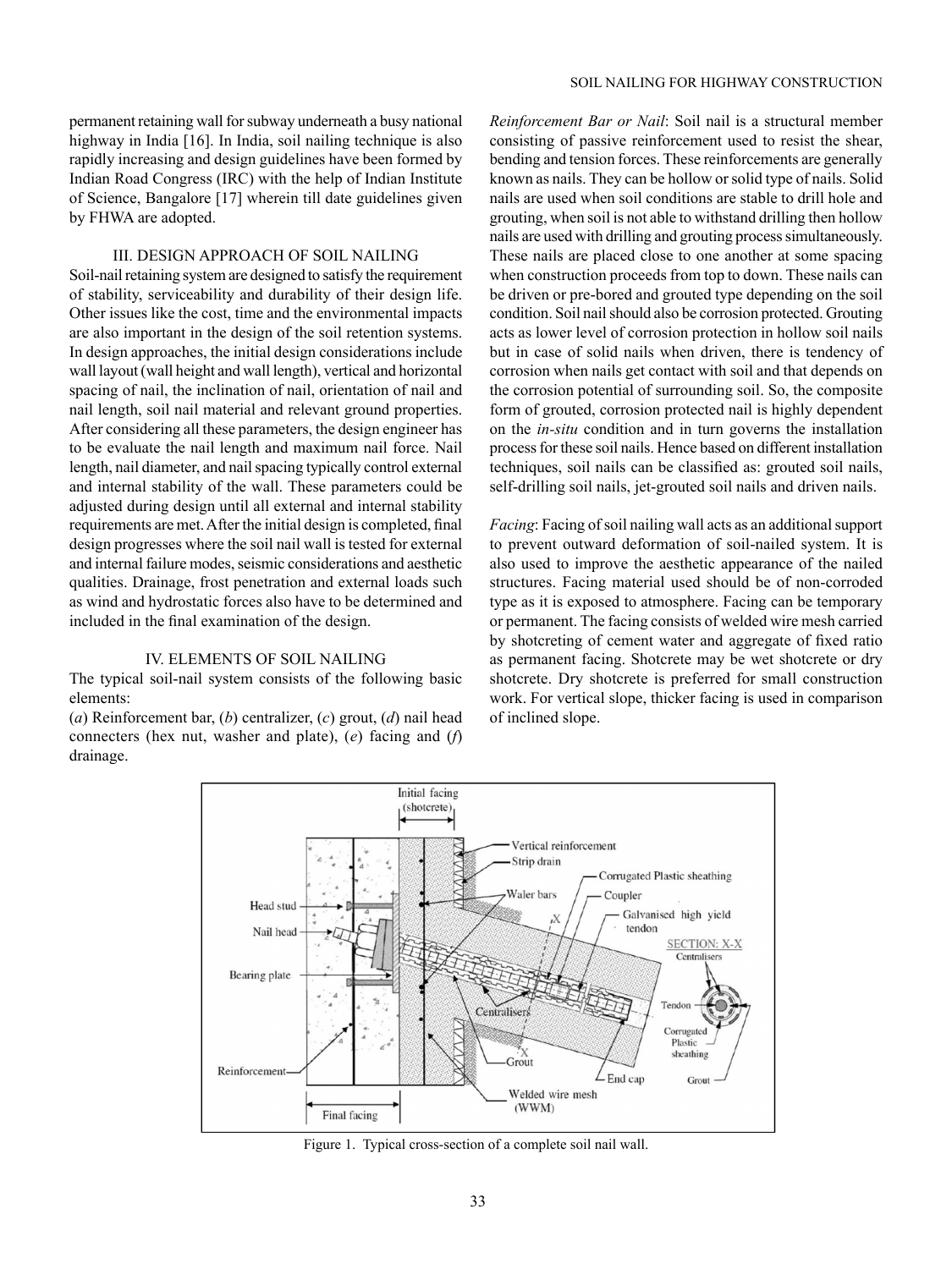permanent retaining wall for subway underneath a busy national highway in India [16]. In India, soil nailing technique is also rapidly increasing and design guidelines have been formed by Indian Road Congress (IRC) with the help of Indian Institute of Science, Bangalore [17] wherein till date guidelines given by FHWA are adopted.

## III. DESIGN APPROACH OF SOIL NAILING

Soil-nail retaining system are designed to satisfy the requirement of stability, serviceability and durability of their design life. Other issues like the cost, time and the environmental impacts are also important in the design of the soil retention systems. In design approaches, the initial design considerations include wall layout (wall height and wall length), vertical and horizontal spacing of nail, the inclination of nail, orientation of nail and nail length, soil nail material and relevant ground properties. After considering all these parameters, the design engineer has to be evaluate the nail length and maximum nail force. Nail length, nail diameter, and nail spacing typically control external and internal stability of the wall. These parameters could be adjusted during design until all external and internal stability requirements are met. After the initial design is completed, final design progresses where the soil nail wall is tested for external and internal failure modes, seismic considerations and aesthetic qualities. Drainage, frost penetration and external loads such as wind and hydrostatic forces also have to be determined and included in the final examination of the design.

## IV. ELEMENTS OF SOIL NAILING

The typical soil-nail system consists of the following basic elements:

(*a*) Reinforcement bar, (*b*) centralizer, (*c*) grout, (*d*) nail head connecters (hex nut, washer and plate), (*e*) facing and (*f*) drainage.

*Reinforcement Bar or Nail*: Soil nail is a structural member consisting of passive reinforcement used to resist the shear, bending and tension forces. These reinforcements are generally known as nails. They can be hollow or solid type of nails. Solid nails are used when soil conditions are stable to drill hole and grouting, when soil is not able to withstand drilling then hollow nails are used with drilling and grouting process simultaneously. These nails are placed close to one another at some spacing when construction proceeds from top to down. These nails can be driven or pre-bored and grouted type depending on the soil condition. Soil nail should also be corrosion protected. Grouting acts as lower level of corrosion protection in hollow soil nails but in case of solid nails when driven, there is tendency of corrosion when nails get contact with soil and that depends on the corrosion potential of surrounding soil. So, the composite form of grouted, corrosion protected nail is highly dependent on the *in-situ* condition and in turn governs the installation process for these soil nails. Hence based on different installation techniques, soil nails can be classified as: grouted soil nails, self-drilling soil nails, jet-grouted soil nails and driven nails.

*Facing*: Facing of soil nailing wall acts as an additional support to prevent outward deformation of soil-nailed system. It is also used to improve the aesthetic appearance of the nailed structures. Facing material used should be of non-corroded type as it is exposed to atmosphere. Facing can be temporary or permanent. The facing consists of welded wire mesh carried by shotcreting of cement water and aggregate of fixed ratio as permanent facing. Shotcrete may be wet shotcrete or dry shotcrete. Dry shotcrete is preferred for small construction work. For vertical slope, thicker facing is used in comparison of inclined slope.

Figure 1. Typical cross-section of a complete soil nail wall.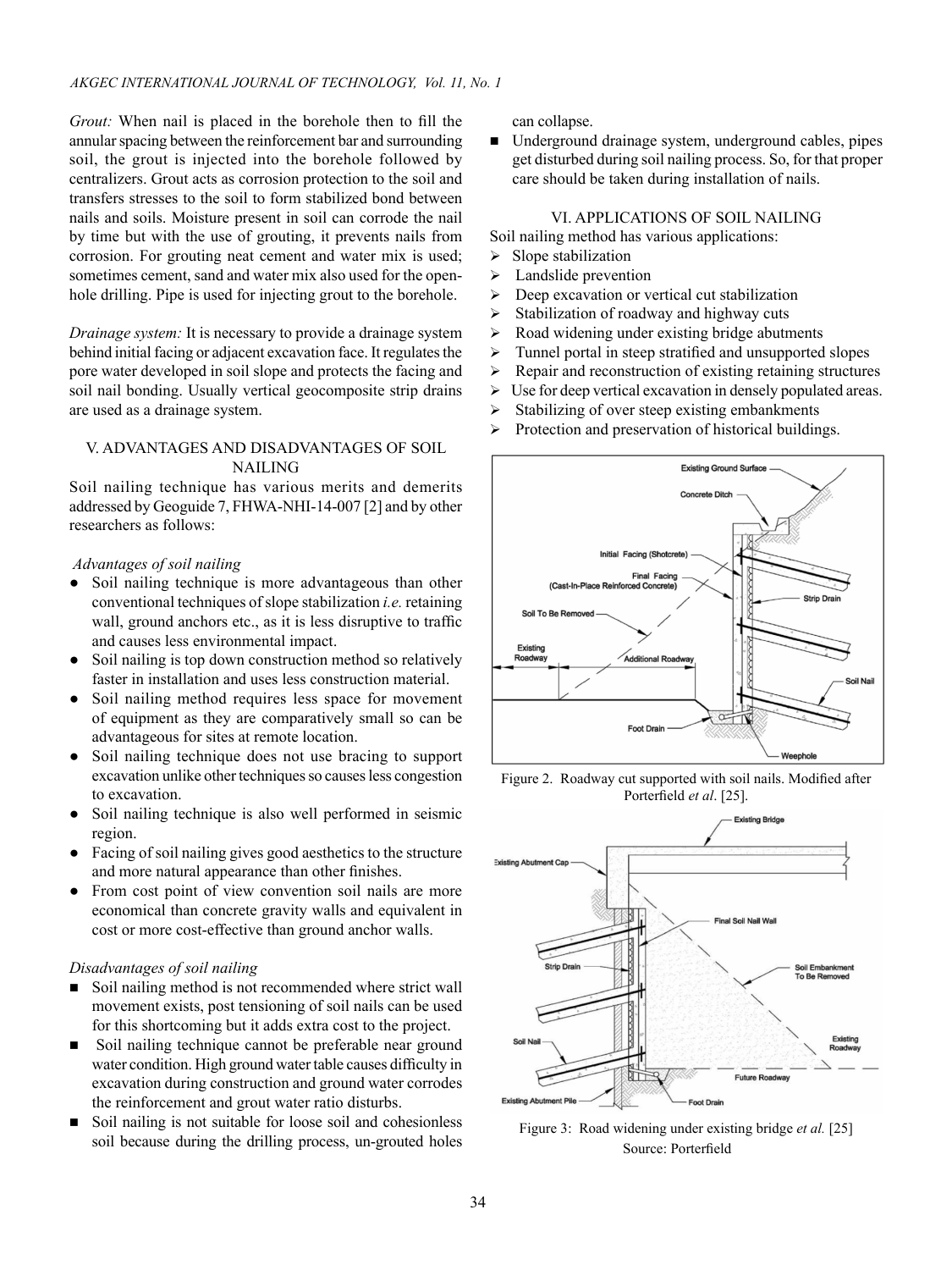*Grout:* When nail is placed in the borehole then to fill the annular spacing between the reinforcement bar and surrounding soil, the grout is injected into the borehole followed by centralizers. Grout acts as corrosion protection to the soil and transfers stresses to the soil to form stabilized bond between nails and soils. Moisture present in soil can corrode the nail by time but with the use of grouting, it prevents nails from corrosion. For grouting neat cement and water mix is used; sometimes cement, sand and water mix also used for the open-hole drilling. Pipe is used for injecting grout to the borehole.

*Drainage system:* It is necessary to provide a drainage system behind initial facing or adjacent excavation face. It regulates the pore water developed in soil slope and protects the facing and soil nail bonding. Usually vertical geocomposite strip drains are used as a drainage system.

## V. ADVANTAGES AND DISADVANTAGES OF SOIL NAILING

Soil nailing technique has various merits and demerits addressed by Geoguide 7, FHWA-NHI-14-007 [2] and by other researchers as follows:

### *Advantages of soil nailing*

- Soil nailing technique is more advantageous than other conventional techniques of slope stabilization *i.e.* retaining wall, ground anchors etc., as it is less disruptive to traffic and causes less environmental impact.
- Soil nailing is top down construction method so relatively faster in installation and uses less construction material.
- Soil nailing method requires less space for movement of equipment as they are comparatively small so can be advantageous for sites at remote location.
- Soil nailing technique does not use bracing to support excavation unlike other techniques so causes less congestion to excavation.
- Soil nailing technique is also well performed in seismic region.
- Facing of soil nailing gives good aesthetics to the structure and more natural appearance than other finishes.
- From cost point of view convention soil nails are more economical than concrete gravity walls and equivalent in cost or more cost-effective than ground anchor walls.

### *Disadvantages of soil nailing*

- Soil nailing method is not recommended where strict wall movement exists, post tensioning of soil nails can be used for this shortcoming but it adds extra cost to the project.
- Soil nailing technique cannot be preferable near ground water condition. High ground water table causes difficulty in excavation during construction and ground water corrodes the reinforcement and grout water ratio disturbs.
- Soil nailing is not suitable for loose soil and cohesionless soil because during the drilling process, un-grouted holes can collapse.
- Underground drainage system, underground cables, pipes get disturbed during soil nailing process. So, for that proper care should be taken during installation of nails.

## VI. APPLICATIONS OF SOIL NAILING

Soil nailing method has various applications:

- Slope stabilization
- Landslide prevention
- Deep excavation or vertical cut stabilization
- Stabilization of roadway and highway cuts
- Road widening under existing bridge abutments
- Tunnel portal in steep stratified and unsupported slopes
- Repair and reconstruction of existing retaining structures
- Use for deep vertical excavation in densely populated areas.
- Stabilizing of over steep existing embankments
- Protection and preservation of historical buildings.

Figure 2. Roadway cut supported with soil nails. Modified after Porterfield *et al*. [25].

Figure 3: Road widening under existing bridge *et al.* [25] Source: Porterfield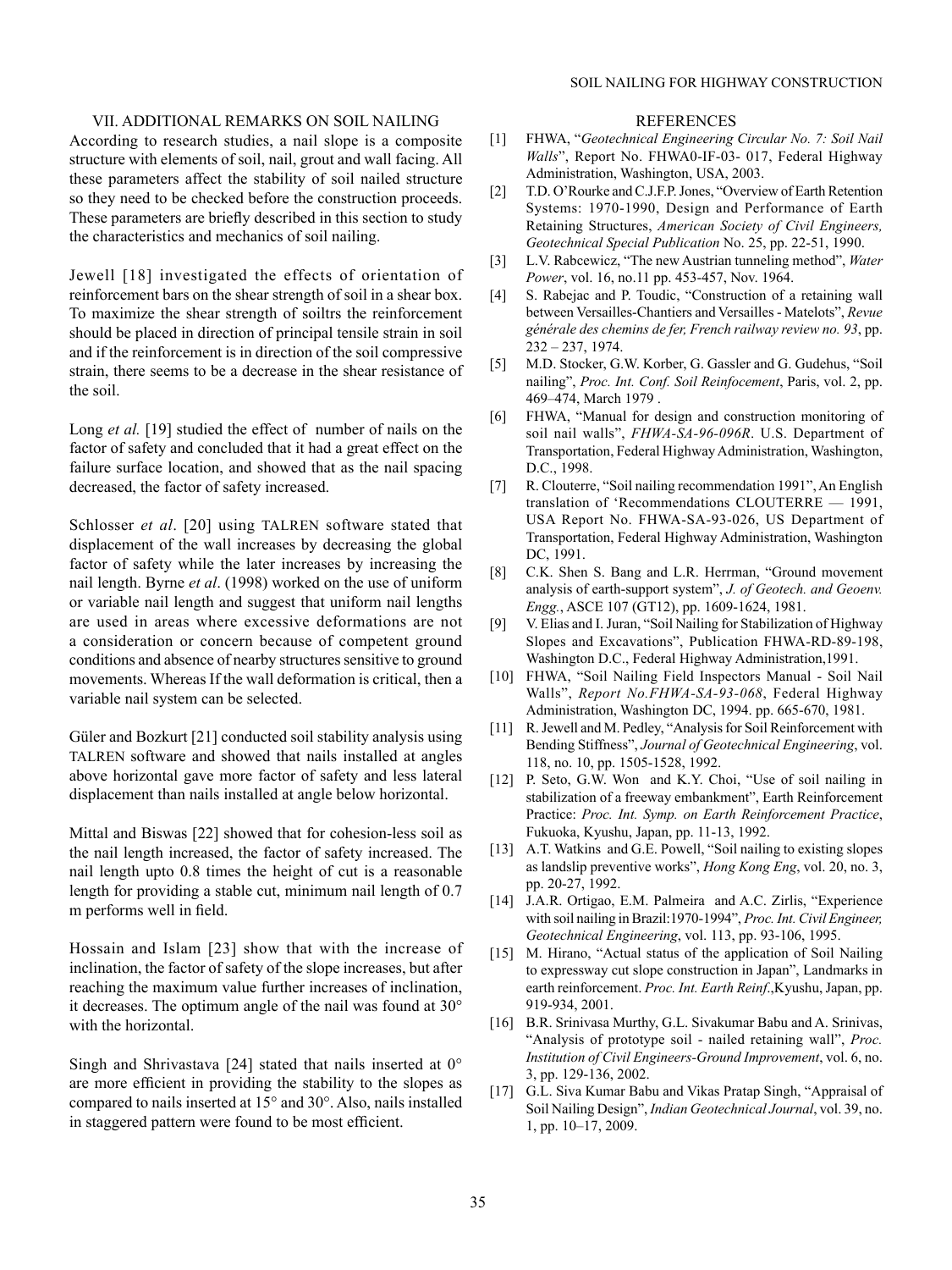## VII. ADDITIONAL REMARKS ON SOIL NAILING

According to research studies, a nail slope is a composite structure with elements of soil, nail, grout and wall facing. All these parameters affect the stability of soil nailed structure so they need to be checked before the construction proceeds. These parameters are briefly described in this section to study the characteristics and mechanics of soil nailing.

Jewell [18] investigated the effects of orientation of reinforcement bars on the shear strength of soil in a shear box. To maximize the shear strength of soiltrs the reinforcement should be placed in direction of principal tensile strain in soil and if the reinforcement is in direction of the soil compressive strain, there seems to be a decrease in the shear resistance of the soil.

Long *et al.* [19] studied the effect of number of nails on the factor of safety and concluded that it had a great effect on the failure surface location, and showed that as the nail spacing decreased, the factor of safety increased.

Schlosser *et al*. [20] using TALREN software stated that displacement of the wall increases by decreasing the global factor of safety while the later increases by increasing the nail length. Byrne *et al*. (1998) worked on the use of uniform or variable nail length and suggest that uniform nail lengths are used in areas where excessive deformations are not a consideration or concern because of competent ground conditions and absence of nearby structures sensitive to ground movements. Whereas If the wall deformation is critical, then a variable nail system can be selected.

Güler and Bozkurt [21] conducted soil stability analysis using TALREN software and showed that nails installed at angles above horizontal gave more factor of safety and less lateral displacement than nails installed at angle below horizontal.

Mittal and Biswas [22] showed that for cohesion-less soil as the nail length increased, the factor of safety increased. The nail length upto 0.8 times the height of cut is a reasonable length for providing a stable cut, minimum nail length of 0.7 m performs well in field.

Hossain and Islam [23] show that with the increase of inclination, the factor of safety of the slope increases, but after reaching the maximum value further increases of inclination, it decreases. The optimum angle of the nail was found at 30° with the horizontal.

Singh and Shrivastava [24] stated that nails inserted at 0° are more efficient in providing the stability to the slopes as compared to nails inserted at 15° and 30°. Also, nails installed in staggered pattern were found to be most efficient.

## REFERENCES

[1] FHWA, "*Geotechnical Engineering Circular No. 7: Soil Nail Walls*", Report No. FHWA0-IF-03- 017, Federal Highway Administration, Washington, USA, 2003.

[2] T.D. O'Rourke and C.J.F.P. Jones, "Overview of Earth Retention Systems: 1970-1990, Design and Performance of Earth Retaining Structures, *American Society of Civil Engineers, Geotechnical Special Publication* No. 25, pp. 22-51, 1990.

[3] L.V. Rabcewicz, "The new Austrian tunneling method", *Water Power*, vol. 16, no.11 pp. 453-457, Nov. 1964.

[4] S. Rabejac and P. Toudic, "Construction of a retaining wall between Versailles-Chantiers and Versailles - Matelots", *Revue générale des chemins de fer, French railway review no. 93*, pp. 232 – 237, 1974.

[5] M.D. Stocker, G.W. Korber, G. Gassler and G. Gudehus, "Soil nailing", *Proc. Int. Conf. Soil Reinfocement*, Paris, vol. 2, pp. 469–474, March 1979 .

[6] FHWA, "Manual for design and construction monitoring of soil nail walls", *FHWA-SA-96-096R*. U.S. Department of Transportation, Federal Highway Administration, Washington, D.C., 1998.

[7] R. Clouterre, "Soil nailing recommendation 1991", An English translation of 'Recommendations CLOUTERRE — 1991, USA Report No. FHWA-SA-93-026, US Department of Transportation, Federal Highway Administration, Washington DC, 1991.

[8] C.K. Shen S. Bang and L.R. Herrman, "Ground movement analysis of earth-support system", *J. of Geotech. and Geoenv. Engg.*, ASCE 107 (GT12), pp. 1609-1624, 1981.

[9] V. Elias and I. Juran, "Soil Nailing for Stabilization of Highway Slopes and Excavations", Publication FHWA-RD-89-198, Washington D.C., Federal Highway Administration,1991.

[10] FHWA, "Soil Nailing Field Inspectors Manual - Soil Nail Walls", *Report No.FHWA-SA-93-068*, Federal Highway Administration, Washington DC, 1994. pp. 665-670, 1981.

[11] R. Jewell and M. Pedley, "Analysis for Soil Reinforcement with Bending Stiffness", *Journal of Geotechnical Engineering*, vol. 118, no. 10, pp. 1505-1528, 1992.

[12] P. Seto, G.W. Won and K.Y. Choi, "Use of soil nailing in stabilization of a freeway embankment", Earth Reinforcement Practice: *Proc. Int. Symp. on Earth Reinforcement Practice*, Fukuoka, Kyushu, Japan, pp. 11-13, 1992.

[13] A.T. Watkins and G.E. Powell, "Soil nailing to existing slopes as landslip preventive works", *Hong Kong Eng*, vol. 20, no. 3, pp. 20-27, 1992.

[14] J.A.R. Ortigao, E.M. Palmeira and A.C. Zirlis, "Experience with soil nailing in Brazil:1970-1994", *Proc. Int. Civil Engineer, Geotechnical Engineering*, vol. 113, pp. 93-106, 1995.

[15] M. Hirano, "Actual status of the application of Soil Nailing to expressway cut slope construction in Japan", Landmarks in earth reinforcement. *Proc. Int. Earth Reinf*.,Kyushu, Japan, pp. 919-934, 2001.

[16] B.R. Srinivasa Murthy, G.L. Sivakumar Babu and A. Srinivas, "Analysis of prototype soil - nailed retaining wall", *Proc. Institution of Civil Engineers-Ground Improvement*, vol. 6, no. 3, pp. 129-136, 2002.

[17] G.L. Siva Kumar Babu and Vikas Pratap Singh, "Appraisal of Soil Nailing Design", *Indian Geotechnical Journal*, vol. 39, no. 1, pp. 10–17, 2009.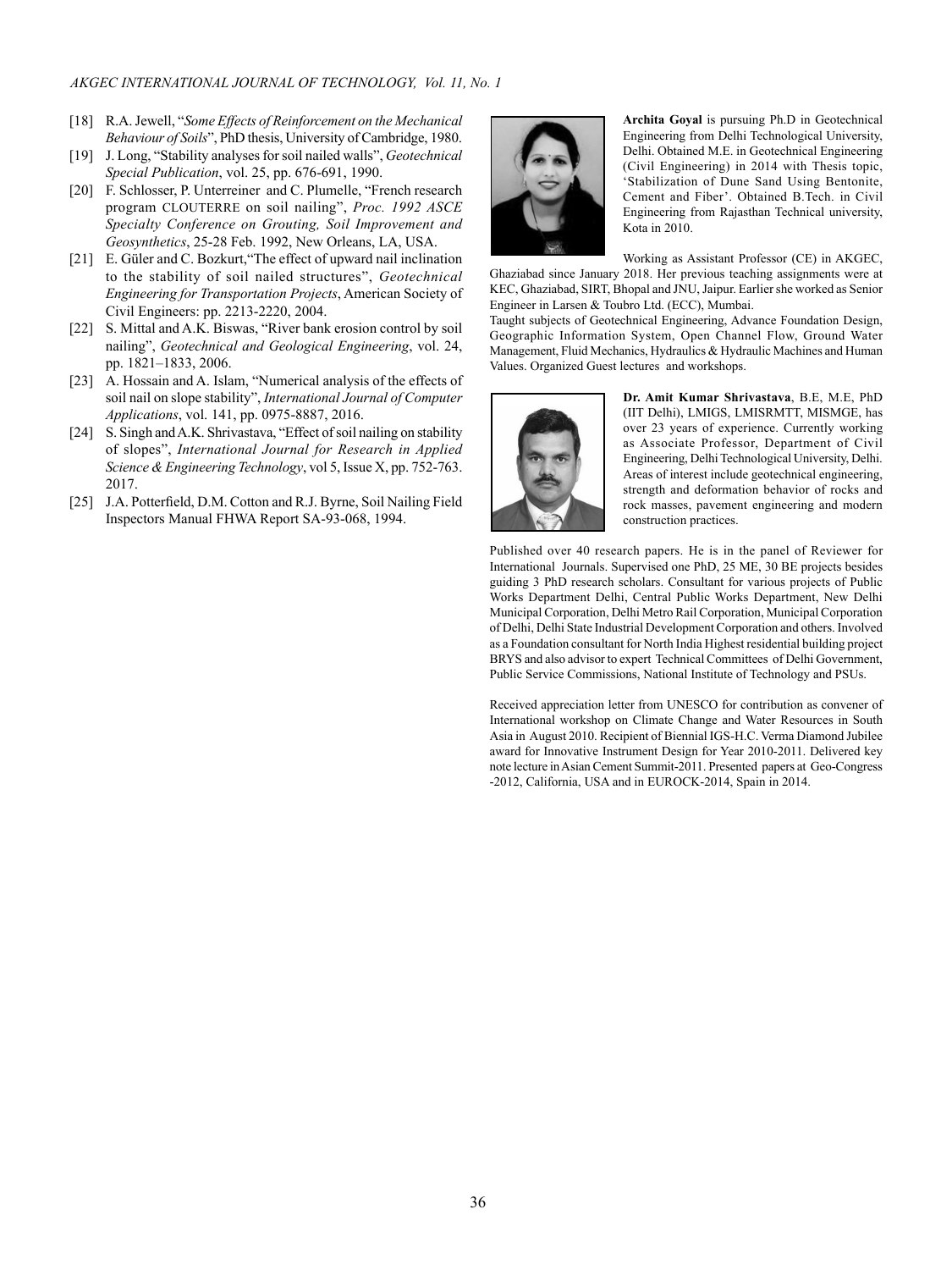[18] R.A. Jewell, "*Some Effects of Reinforcement on the Mechanical Behaviour of Soils*", PhD thesis, University of Cambridge, 1980.

[19] J. Long, "Stability analyses for soil nailed walls", *Geotechnical Special Publication*, vol. 25, pp. 676-691, 1990.

[20] F. Schlosser, P. Unterreiner and C. Plumelle, "French research program CLOUTERRE on soil nailing", *Proc. 1992 ASCE Specialty Conference on Grouting, Soil Improvement and Geosynthetics*, 25-28 Feb. 1992, New Orleans, LA, USA.

[21] E. Güler and C. Bozkurt,"The effect of upward nail inclination to the stability of soil nailed structures", *Geotechnical Engineering for Transportation Projects*, American Society of Civil Engineers: pp. 2213-2220, 2004.

[22] S. Mittal and A.K. Biswas, "River bank erosion control by soil nailing", *Geotechnical and Geological Engineering*, vol. 24, pp. 1821–1833, 2006.

[23] A. Hossain and A. Islam, "Numerical analysis of the effects of soil nail on slope stability", *International Journal of Computer Applications*, vol. 141, pp. 0975-8887, 2016.

[24] S. Singh and A.K. Shrivastava, "Effect of soil nailing on stability of slopes", *International Journal for Research in Applied Science & Engineering Technology*, vol 5, Issue X, pp. 752-763. 2017.

[25] J.A. Potterfield, D.M. Cotton and R.J. Byrne, Soil Nailing Field Inspectors Manual FHWA Report SA-93-068, 1994.

**Archita Goyal** is pursuing Ph.D in Geotechnical Engineering from Delhi Technological University, Delhi. Obtained M.E. in Geotechnical Engineering (Civil Engineering) in 2014 with Thesis topic, 'Stabilization of Dune Sand Using Bentonite, Cement and Fiber'. Obtained B.Tech. in Civil Engineering from Rajasthan Technical university, Kota in 2010.

Working as Assistant Professor (CE) in AKGEC, Ghaziabad since January 2018. Her previous teaching assignments were at KEC, Ghaziabad, SIRT, Bhopal and JNU, Jaipur. Earlier she worked as Senior Engineer in Larsen & Toubro Ltd. (ECC), Mumbai.

Taught subjects of Geotechnical Engineering, Advance Foundation Design, Geographic Information System, Open Channel Flow, Ground Water Management, Fluid Mechanics, Hydraulics & Hydraulic Machines and Human Values. Organized Guest lectures and workshops.

**Dr. Amit Kumar Shrivastava**, B.E, M.E, PhD (IIT Delhi), LMIGS, LMISRMTT, MISMGE, has over 23 years of experience. Currently working as Associate Professor, Department of Civil Engineering, Delhi Technological University, Delhi. Areas of interest include geotechnical engineering, strength and deformation behavior of rocks and rock masses, pavement engineering and modern construction practices.

Published over 40 research papers. He is in the panel of Reviewer for International Journals. Supervised one PhD, 25 ME, 30 BE projects besides guiding 3 PhD research scholars. Consultant for various projects of Public Works Department Delhi, Central Public Works Department, New Delhi Municipal Corporation, Delhi Metro Rail Corporation, Municipal Corporation of Delhi, Delhi State Industrial Development Corporation and others. Involved as a Foundation consultant for North India Highest residential building project BRYS and also advisor to expert Technical Committees of Delhi Government, Public Service Commissions, National Institute of Technology and PSUs.

Received appreciation letter from UNESCO for contribution as convener of International workshop on Climate Change and Water Resources in South Asia in August 2010. Recipient of Biennial IGS-H.C. Verma Diamond Jubilee award for Innovative Instrument Design for Year 2010-2011. Delivered key note lecture in Asian Cement Summit-2011. Presented papers at Geo-Congress -2012, California, USA and in EUROCK-2014, Spain in 2014.